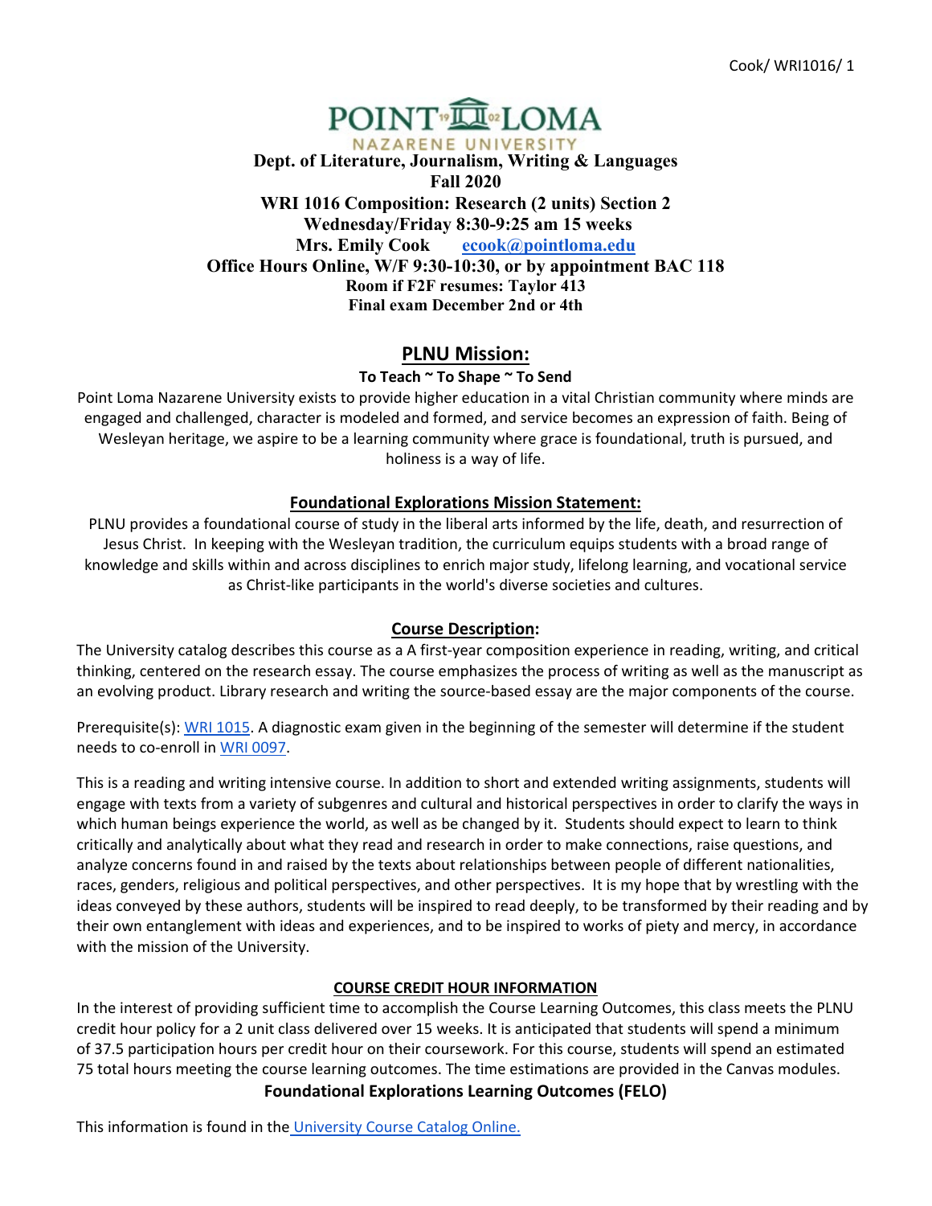**POINT LOMA**
**NAZARENE UNIVERSITY**

**Dept. of Literature, Journalism, Writing & Languages**
**Fall 2020**
**WRI 1016 Composition: Research (2 units) Section 2**
**Wednesday/Friday 8:30-9:25 am 15 weeks**
**Mrs. Emily Cook [ecook@pointloma.edu](mailto:ecook@pointloma.edu)**
**Office Hours Online, W/F 9:30-10:30, or by appointment BAC 118**
**Room if F2F resumes: Taylor 413**
**Final exam December 2nd or 4th**

## PLNU Mission:

**To Teach ~ To Shape ~ To Send**

Point Loma Nazarene University exists to provide higher education in a vital Christian community where minds are engaged and challenged, character is modeled and formed, and service becomes an expression of faith. Being of Wesleyan heritage, we aspire to be a learning community where grace is foundational, truth is pursued, and holiness is a way of life.

## Foundational Explorations Mission Statement:

PLNU provides a foundational course of study in the liberal arts informed by the life, death, and resurrection of Jesus Christ. In keeping with the Wesleyan tradition, the curriculum equips students with a broad range of knowledge and skills within and across disciplines to enrich major study, lifelong learning, and vocational service as Christ-like participants in the world's diverse societies and cultures.

## Course Description:

The University catalog describes this course as a A first-year composition experience in reading, writing, and critical thinking, centered on the research essay. The course emphasizes the process of writing as well as the manuscript as an evolving product. Library research and writing the source-based essay are the major components of the course.

Prerequisite(s): WRI 1015. A diagnostic exam given in the beginning of the semester will determine if the student needs to co-enroll in WRI 0097.

This is a reading and writing intensive course. In addition to short and extended writing assignments, students will engage with texts from a variety of subgenres and cultural and historical perspectives in order to clarify the ways in which human beings experience the world, as well as be changed by it. Students should expect to learn to think critically and analytically about what they read and research in order to make connections, raise questions, and analyze concerns found in and raised by the texts about relationships between people of different nationalities, races, genders, religious and political perspectives, and other perspectives. It is my hope that by wrestling with the ideas conveyed by these authors, students will be inspired to read deeply, to be transformed by their reading and by their own entanglement with ideas and experiences, and to be inspired to works of piety and mercy, in accordance with the mission of the University.

### COURSE CREDIT HOUR INFORMATION

In the interest of providing sufficient time to accomplish the Course Learning Outcomes, this class meets the PLNU credit hour policy for a 2 unit class delivered over 15 weeks. It is anticipated that students will spend a minimum of 37.5 participation hours per credit hour on their coursework. For this course, students will spend an estimated 75 total hours meeting the course learning outcomes. The time estimations are provided in the Canvas modules.

### Foundational Explorations Learning Outcomes (FELO)

This information is found in the University Course Catalog Online.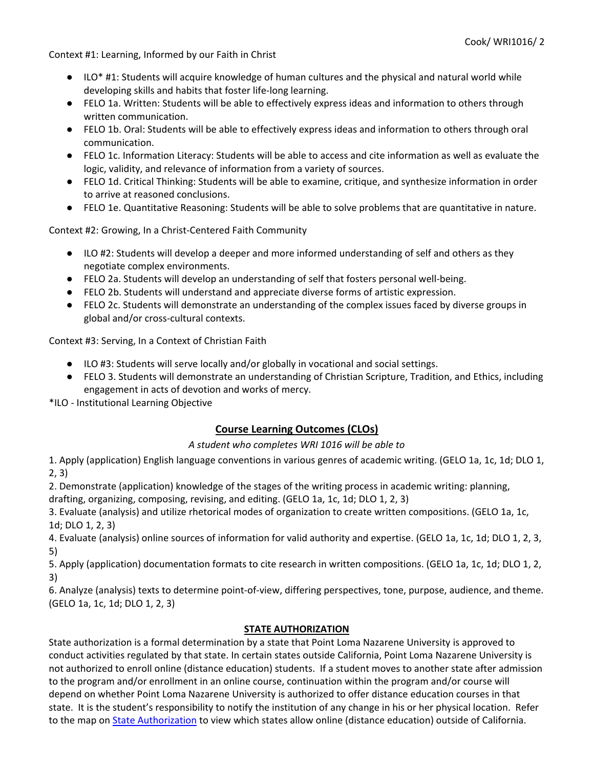Context #1: Learning, Informed by our Faith in Christ

- ILO* #1: Students will acquire knowledge of human cultures and the physical and natural world while developing skills and habits that foster life-long learning.
- FELO 1a. Written: Students will be able to effectively express ideas and information to others through written communication.
- FELO 1b. Oral: Students will be able to effectively express ideas and information to others through oral communication.
- FELO 1c. Information Literacy: Students will be able to access and cite information as well as evaluate the logic, validity, and relevance of information from a variety of sources.
- FELO 1d. Critical Thinking: Students will be able to examine, critique, and synthesize information in order to arrive at reasoned conclusions.
- FELO 1e. Quantitative Reasoning: Students will be able to solve problems that are quantitative in nature.

Context #2: Growing, In a Christ-Centered Faith Community

- ILO #2: Students will develop a deeper and more informed understanding of self and others as they negotiate complex environments.
- FELO 2a. Students will develop an understanding of self that fosters personal well-being.
- FELO 2b. Students will understand and appreciate diverse forms of artistic expression.
- FELO 2c. Students will demonstrate an understanding of the complex issues faced by diverse groups in global and/or cross-cultural contexts.

Context #3: Serving, In a Context of Christian Faith

- ILO #3: Students will serve locally and/or globally in vocational and social settings.
- FELO 3. Students will demonstrate an understanding of Christian Scripture, Tradition, and Ethics, including engagement in acts of devotion and works of mercy.

*ILO - Institutional Learning Objective

## Course Learning Outcomes (CLOs)

*A student who completes WRI 1016 will be able to*

1. Apply (application) English language conventions in various genres of academic writing. (GELO 1a, 1c, 1d; DLO 1, 2, 3)
2. Demonstrate (application) knowledge of the stages of the writing process in academic writing: planning, drafting, organizing, composing, revising, and editing. (GELO 1a, 1c, 1d; DLO 1, 2, 3)
3. Evaluate (analysis) and utilize rhetorical modes of organization to create written compositions. (GELO 1a, 1c, 1d; DLO 1, 2, 3)
4. Evaluate (analysis) online sources of information for valid authority and expertise. (GELO 1a, 1c, 1d; DLO 1, 2, 3, 5)
5. Apply (application) documentation formats to cite research in written compositions. (GELO 1a, 1c, 1d; DLO 1, 2, 3)
6. Analyze (analysis) texts to determine point-of-view, differing perspectives, tone, purpose, audience, and theme. (GELO 1a, 1c, 1d; DLO 1, 2, 3)

## STATE AUTHORIZATION

State authorization is a formal determination by a state that Point Loma Nazarene University is approved to conduct activities regulated by that state. In certain states outside California, Point Loma Nazarene University is not authorized to enroll online (distance education) students. If a student moves to another state after admission to the program and/or enrollment in an online course, continuation within the program and/or course will depend on whether Point Loma Nazarene University is authorized to offer distance education courses in that state. It is the student's responsibility to notify the institution of any change in his or her physical location. Refer to the map on State Authorization to view which states allow online (distance education) outside of California.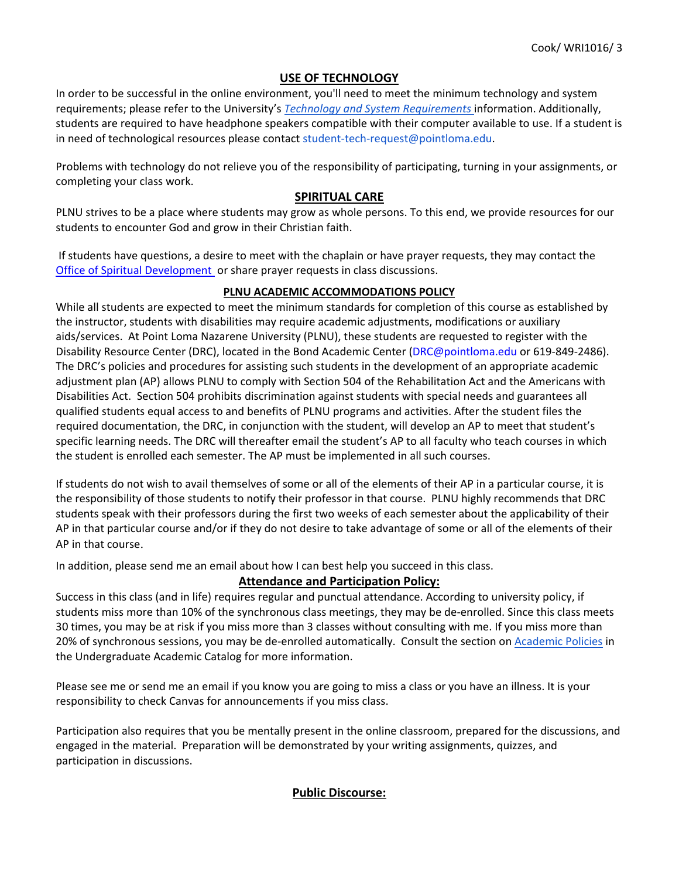## USE OF TECHNOLOGY

In order to be successful in the online environment, you'll need to meet the minimum technology and system requirements; please refer to the University's *Technology and System Requirements* information. Additionally, students are required to have headphone speakers compatible with their computer available to use. If a student is in need of technological resources please contact student-tech-request@pointloma.edu.

Problems with technology do not relieve you of the responsibility of participating, turning in your assignments, or completing your class work.

## SPIRITUAL CARE

PLNU strives to be a place where students may grow as whole persons. To this end, we provide resources for our students to encounter God and grow in their Christian faith.

If students have questions, a desire to meet with the chaplain or have prayer requests, they may contact the Office of Spiritual Development or share prayer requests in class discussions.

## PLNU ACADEMIC ACCOMMODATIONS POLICY

While all students are expected to meet the minimum standards for completion of this course as established by the instructor, students with disabilities may require academic adjustments, modifications or auxiliary aids/services. At Point Loma Nazarene University (PLNU), these students are requested to register with the Disability Resource Center (DRC), located in the Bond Academic Center (DRC@pointloma.edu or 619-849-2486). The DRC's policies and procedures for assisting such students in the development of an appropriate academic adjustment plan (AP) allows PLNU to comply with Section 504 of the Rehabilitation Act and the Americans with Disabilities Act. Section 504 prohibits discrimination against students with special needs and guarantees all qualified students equal access to and benefits of PLNU programs and activities. After the student files the required documentation, the DRC, in conjunction with the student, will develop an AP to meet that student's specific learning needs. The DRC will thereafter email the student's AP to all faculty who teach courses in which the student is enrolled each semester. The AP must be implemented in all such courses.

If students do not wish to avail themselves of some or all of the elements of their AP in a particular course, it is the responsibility of those students to notify their professor in that course. PLNU highly recommends that DRC students speak with their professors during the first two weeks of each semester about the applicability of their AP in that particular course and/or if they do not desire to take advantage of some or all of the elements of their AP in that course.

In addition, please send me an email about how I can best help you succeed in this class.

## Attendance and Participation Policy:

Success in this class (and in life) requires regular and punctual attendance. According to university policy, if students miss more than 10% of the synchronous class meetings, they may be de-enrolled. Since this class meets 30 times, you may be at risk if you miss more than 3 classes without consulting with me. If you miss more than 20% of synchronous sessions, you may be de-enrolled automatically. Consult the section on Academic Policies in the Undergraduate Academic Catalog for more information.

Please see me or send me an email if you know you are going to miss a class or you have an illness. It is your responsibility to check Canvas for announcements if you miss class.

Participation also requires that you be mentally present in the online classroom, prepared for the discussions, and engaged in the material. Preparation will be demonstrated by your writing assignments, quizzes, and participation in discussions.

## Public Discourse: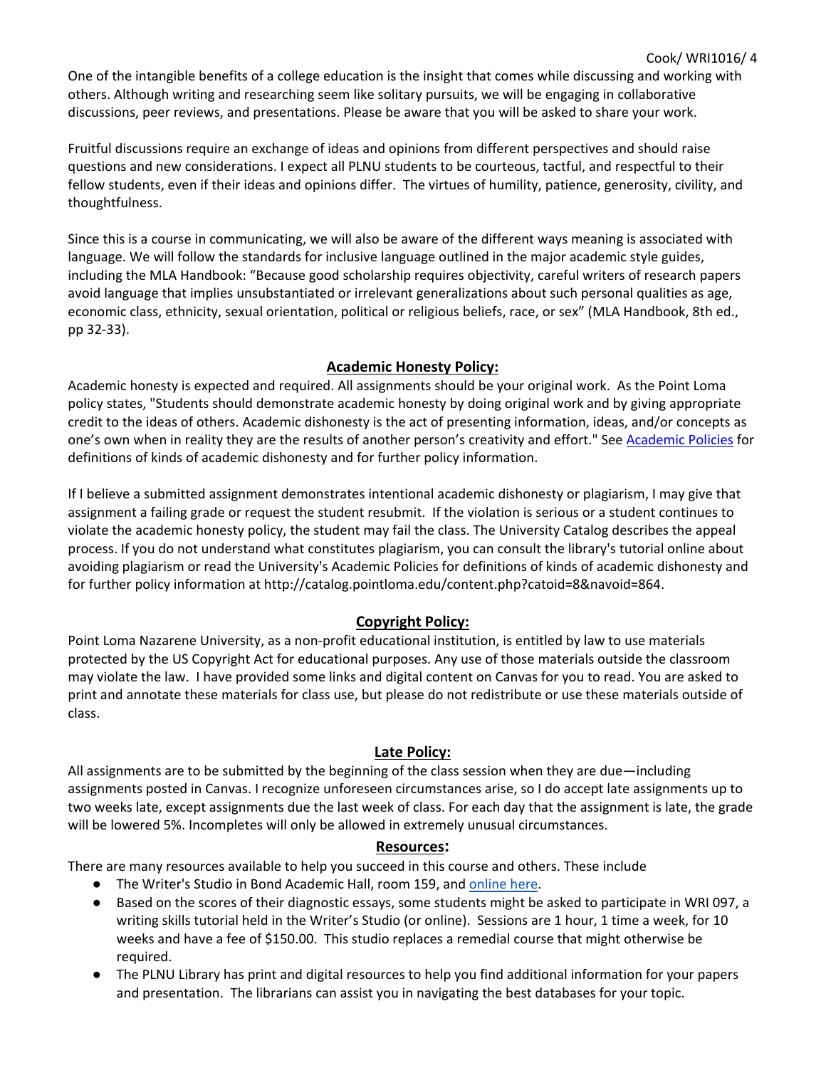One of the intangible benefits of a college education is the insight that comes while discussing and working with others. Although writing and researching seem like solitary pursuits, we will be engaging in collaborative discussions, peer reviews, and presentations. Please be aware that you will be asked to share your work.

Fruitful discussions require an exchange of ideas and opinions from different perspectives and should raise questions and new considerations. I expect all PLNU students to be courteous, tactful, and respectful to their fellow students, even if their ideas and opinions differ. The virtues of humility, patience, generosity, civility, and thoughtfulness.

Since this is a course in communicating, we will also be aware of the different ways meaning is associated with language. We will follow the standards for inclusive language outlined in the major academic style guides, including the MLA Handbook: "Because good scholarship requires objectivity, careful writers of research papers avoid language that implies unsubstantiated or irrelevant generalizations about such personal qualities as age, economic class, ethnicity, sexual orientation, political or religious beliefs, race, or sex" (MLA Handbook, 8th ed., pp 32-33).

## **Academic Honesty Policy:**

Academic honesty is expected and required. All assignments should be your original work. As the Point Loma policy states, "Students should demonstrate academic honesty by doing original work and by giving appropriate credit to the ideas of others. Academic dishonesty is the act of presenting information, ideas, and/or concepts as one's own when in reality they are the results of another person's creativity and effort." See Academic Policies for definitions of kinds of academic dishonesty and for further policy information.

If I believe a submitted assignment demonstrates intentional academic dishonesty or plagiarism, I may give that assignment a failing grade or request the student resubmit. If the violation is serious or a student continues to violate the academic honesty policy, the student may fail the class. The University Catalog describes the appeal process. If you do not understand what constitutes plagiarism, you can consult the library's tutorial online about avoiding plagiarism or read the University's Academic Policies for definitions of kinds of academic dishonesty and for further policy information at http://catalog.pointloma.edu/content.php?catoid=8&navoid=864.

## **Copyright Policy:**

Point Loma Nazarene University, as a non-profit educational institution, is entitled by law to use materials protected by the US Copyright Act for educational purposes. Any use of those materials outside the classroom may violate the law. I have provided some links and digital content on Canvas for you to read. You are asked to print and annotate these materials for class use, but please do not redistribute or use these materials outside of class.

## **Late Policy:**

All assignments are to be submitted by the beginning of the class session when they are due—including assignments posted in Canvas. I recognize unforeseen circumstances arise, so I do accept late assignments up to two weeks late, except assignments due the last week of class. For each day that the assignment is late, the grade will be lowered 5%. Incompletes will only be allowed in extremely unusual circumstances.

## **Resources:**

There are many resources available to help you succeed in this course and others. These include

- The Writer's Studio in Bond Academic Hall, room 159, and online here.
- Based on the scores of their diagnostic essays, some students might be asked to participate in WRI 097, a writing skills tutorial held in the Writer's Studio (or online). Sessions are 1 hour, 1 time a week, for 10 weeks and have a fee of $150.00. This studio replaces a remedial course that might otherwise be required.
- The PLNU Library has print and digital resources to help you find additional information for your papers and presentation. The librarians can assist you in navigating the best databases for your topic.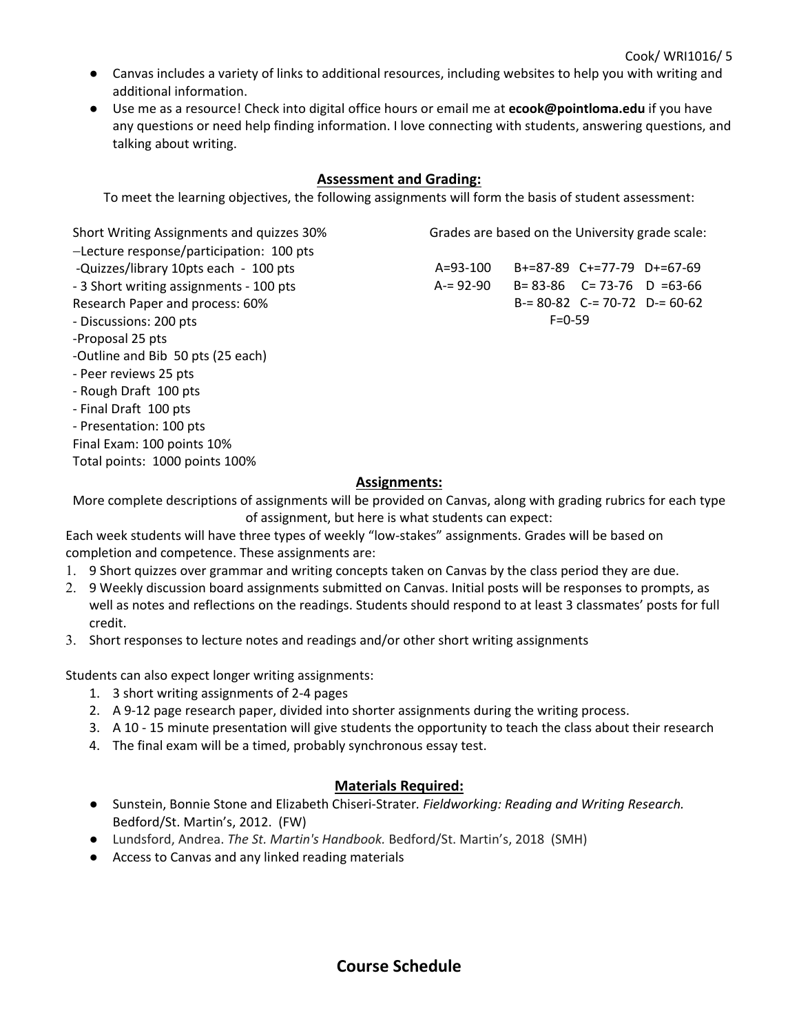- Canvas includes a variety of links to additional resources, including websites to help you with writing and additional information.
- Use me as a resource! Check into digital office hours or email me at **ecook@pointloma.edu** if you have any questions or need help finding information. I love connecting with students, answering questions, and talking about writing.

## Assessment and Grading:

To meet the learning objectives, the following assignments will form the basis of student assessment:

Short Writing Assignments and quizzes 30%
–Lecture response/participation: 100 pts
-Quizzes/library 10pts each - 100 pts
- 3 Short writing assignments - 100 pts
Research Paper and process: 60%
- Discussions: 200 pts
-Proposal 25 pts
-Outline and Bib 50 pts (25 each)
- Peer reviews 25 pts
- Rough Draft 100 pts
- Final Draft 100 pts
- Presentation: 100 pts
Final Exam: 100 points 10%
Total points: 1000 points 100%

Grades are based on the University grade scale:

| | | | |
|---|---|---|---|
| A=93-100 | B+=87-89 | C+=77-79 | D+=67-69 |
| A-= 92-90 | B= 83-86 | C= 73-76 | D =63-66 |
| | B-= 80-82 | C-= 70-72 | D-= 60-62 |
| | F=0-59 | | |

## Assignments:

More complete descriptions of assignments will be provided on Canvas, along with grading rubrics for each type of assignment, but here is what students can expect:

Each week students will have three types of weekly "low-stakes" assignments. Grades will be based on completion and competence. These assignments are:

1. 9 Short quizzes over grammar and writing concepts taken on Canvas by the class period they are due.
2. 9 Weekly discussion board assignments submitted on Canvas. Initial posts will be responses to prompts, as well as notes and reflections on the readings. Students should respond to at least 3 classmates' posts for full credit.
3. Short responses to lecture notes and readings and/or other short writing assignments

Students can also expect longer writing assignments:

1. 3 short writing assignments of 2-4 pages
2. A 9-12 page research paper, divided into shorter assignments during the writing process.
3. A 10 - 15 minute presentation will give students the opportunity to teach the class about their research
4. The final exam will be a timed, probably synchronous essay test.

## Materials Required:

- Sunstein, Bonnie Stone and Elizabeth Chiseri-Strater. *Fieldworking: Reading and Writing Research.* Bedford/St. Martin's, 2012. (FW)
- Lundsford, Andrea. *The St. Martin's Handbook.* Bedford/St. Martin's, 2018 (SMH)
- Access to Canvas and any linked reading materials

# Course Schedule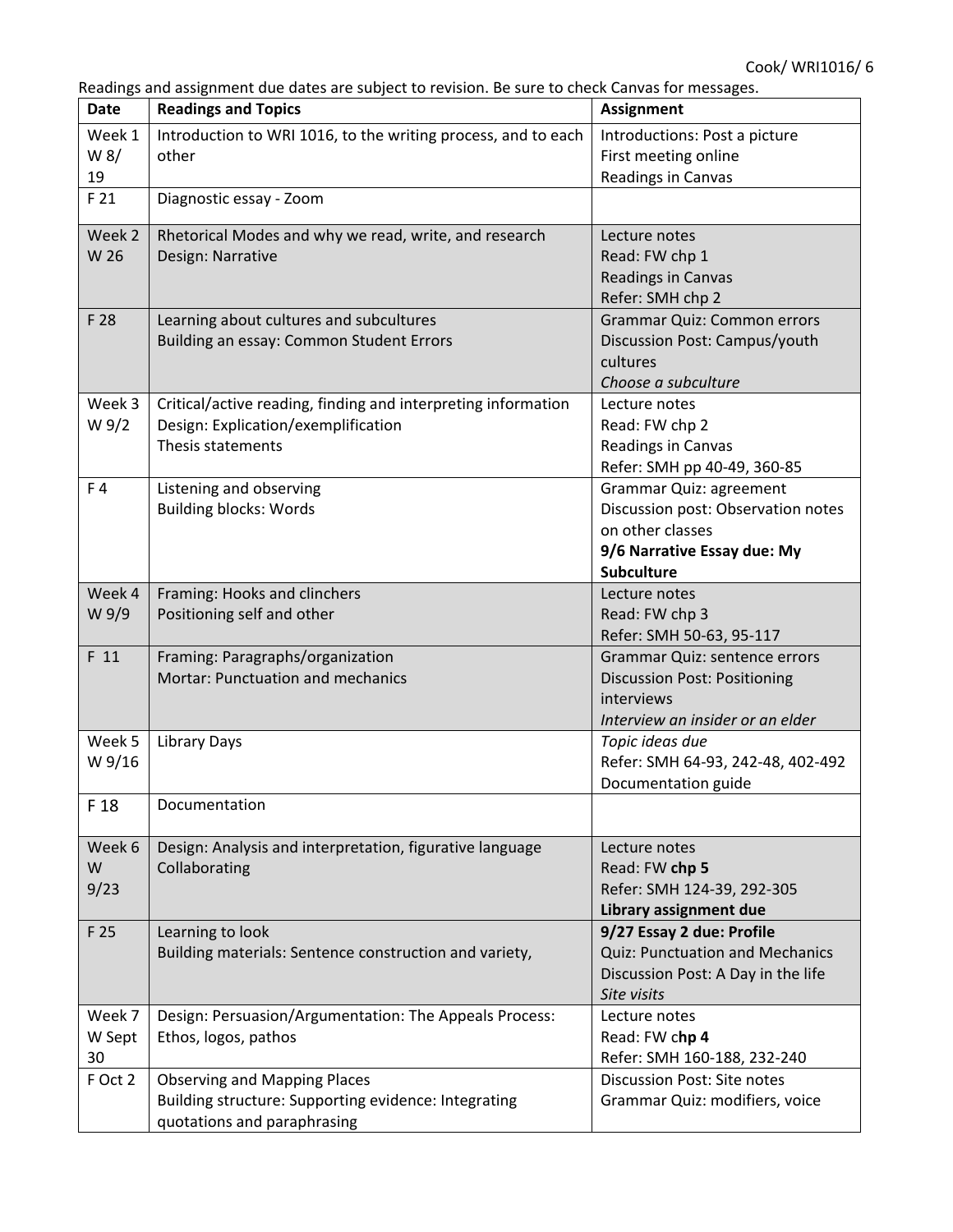Readings and assignment due dates are subject to revision. Be sure to check Canvas for messages.

| Date | Readings and Topics | Assignment |
|---|---|---|
| Week 1 W 8/ 19 | Introduction to WRI 1016, to the writing process, and to each other | Introductions: Post a picture<br>First meeting online<br>Readings in Canvas |
| F 21 | Diagnostic essay - Zoom | |
| Week 2 W 26 | Rhetorical Modes and why we read, write, and research<br>Design: Narrative | Lecture notes<br>Read: FW chp 1<br>Readings in Canvas<br>Refer: SMH chp 2 |
| F 28 | Learning about cultures and subcultures<br>Building an essay: Common Student Errors | Grammar Quiz: Common errors<br>Discussion Post: Campus/youth cultures<br>*Choose a subculture* |
| Week 3 W 9/2 | Critical/active reading, finding and interpreting information<br>Design: Explication/exemplification<br>Thesis statements | Lecture notes<br>Read: FW chp 2<br>Readings in Canvas<br>Refer: SMH pp 40-49, 360-85 |
| F 4 | Listening and observing<br>Building blocks: Words | Grammar Quiz: agreement<br>Discussion post: Observation notes on other classes<br>**9/6 Narrative Essay due: My Subculture** |
| Week 4 W 9/9 | Framing: Hooks and clinchers<br>Positioning self and other | Lecture notes<br>Read: FW chp 3<br>Refer: SMH 50-63, 95-117 |
| F 11 | Framing: Paragraphs/organization<br>Mortar: Punctuation and mechanics | Grammar Quiz: sentence errors<br>Discussion Post: Positioning interviews<br>*Interview an insider or an elder* |
| Week 5 W 9/16 | Library Days | *Topic ideas due*<br>Refer: SMH 64-93, 242-48, 402-492<br>Documentation guide |
| F 18 | Documentation | |
| Week 6 W 9/23 | Design: Analysis and interpretation, figurative language<br>Collaborating | Lecture notes<br>Read: FW **chp 5**<br>Refer: SMH 124-39, 292-305<br>**Library assignment due** |
| F 25 | Learning to look<br>Building materials: Sentence construction and variety, | **9/27 Essay 2 due: Profile**<br>Quiz: Punctuation and Mechanics<br>Discussion Post: A Day in the life<br>*Site visits* |
| Week 7 W Sept 30 | Design: Persuasion/Argumentation: The Appeals Process: Ethos, logos, pathos | Lecture notes<br>Read: FW c**hp 4**<br>Refer: SMH 160-188, 232-240 |
| F Oct 2 | Observing and Mapping Places<br>Building structure: Supporting evidence: Integrating quotations and paraphrasing | Discussion Post: Site notes<br>Grammar Quiz: modifiers, voice |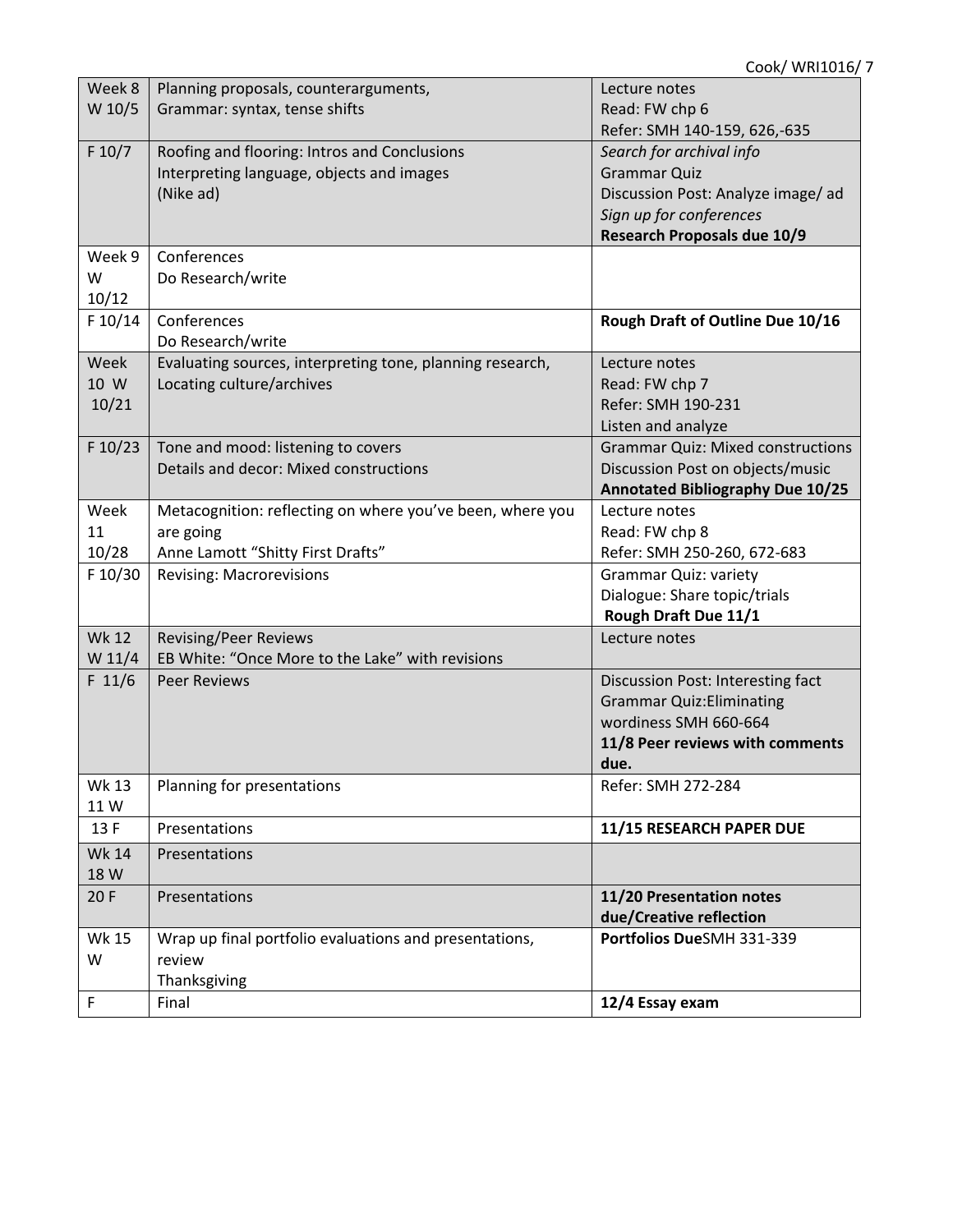| | | |
|---|---|---|
| Week 8<br>W 10/5 | Planning proposals, counterarguments,<br>Grammar: syntax, tense shifts | Lecture notes<br>Read: FW chp 6<br>Refer: SMH 140-159, 626,-635 |
| F 10/7 | Roofing and flooring: Intros and Conclusions<br>Interpreting language, objects and images<br>(Nike ad) | *Search for archival info*<br>Grammar Quiz<br>Discussion Post: Analyze image/ ad<br>*Sign up for conferences*<br>**Research Proposals due 10/9** |
| Week 9<br>W<br>10/12 | Conferences<br>Do Research/write | |
| F 10/14 | Conferences<br>Do Research/write | **Rough Draft of Outline Due 10/16** |
| Week<br>10 W<br>10/21 | Evaluating sources, interpreting tone, planning research,<br>Locating culture/archives | Lecture notes<br>Read: FW chp 7<br>Refer: SMH 190-231<br>Listen and analyze |
| F 10/23 | Tone and mood: listening to covers<br>Details and decor: Mixed constructions | Grammar Quiz: Mixed constructions<br>Discussion Post on objects/music<br>**Annotated Bibliography Due 10/25** |
| Week<br>11<br>10/28 | Metacognition: reflecting on where you've been, where you are going<br>Anne Lamott "Shitty First Drafts" | Lecture notes<br>Read: FW chp 8<br>Refer: SMH 250-260, 672-683 |
| F 10/30 | Revising: Macrorevisions | Grammar Quiz: variety<br>Dialogue: Share topic/trials<br>**Rough Draft Due 11/1** |
| Wk 12<br>W 11/4 | Revising/Peer Reviews<br>EB White: "Once More to the Lake" with revisions | Lecture notes |
| F 11/6 | Peer Reviews | Discussion Post: Interesting fact<br>Grammar Quiz:Eliminating wordiness SMH 660-664<br>**11/8 Peer reviews with comments due.** |
| Wk 13<br>11 W | Planning for presentations | Refer: SMH 272-284 |
| 13 F | Presentations | **11/15 RESEARCH PAPER DUE** |
| Wk 14<br>18 W | Presentations | |
| 20 F | Presentations | **11/20 Presentation notes due/Creative reflection** |
| Wk 15<br>W | Wrap up final portfolio evaluations and presentations, review<br>Thanksgiving | **Portfolios Due**SMH 331-339 |
| F | Final | **12/4 Essay exam** |